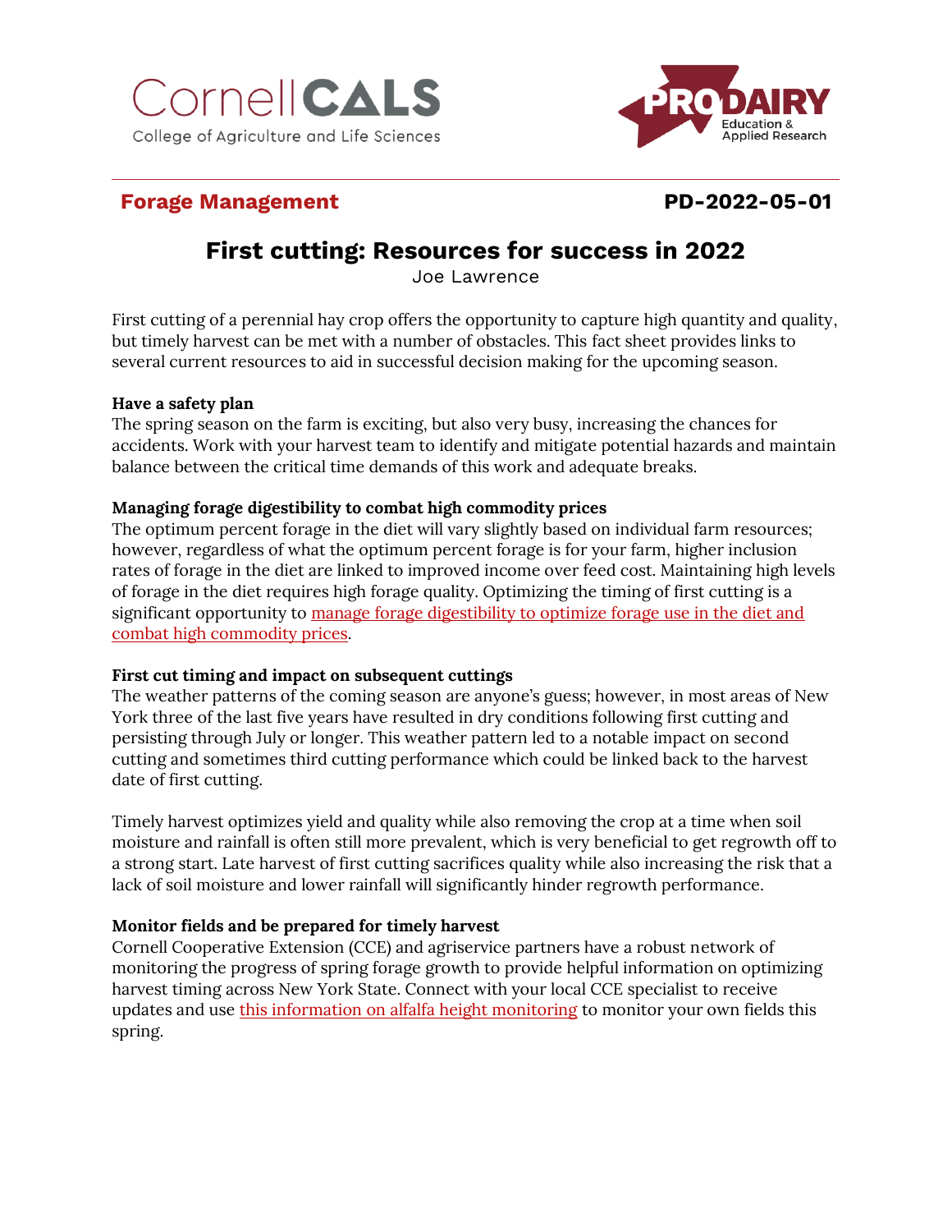Cornell CALS
College of Agriculture and Life Sciences

PRO DAIRY
Education & Applied Research

**Forage Management** **PD-2022-05-01**

# First cutting: Resources for success in 2022

Joe Lawrence

First cutting of a perennial hay crop offers the opportunity to capture high quantity and quality, but timely harvest can be met with a number of obstacles. This fact sheet provides links to several current resources to aid in successful decision making for the upcoming season.

**Have a safety plan**

The spring season on the farm is exciting, but also very busy, increasing the chances for accidents. Work with your harvest team to identify and mitigate potential hazards and maintain balance between the critical time demands of this work and adequate breaks.

**Managing forage digestibility to combat high commodity prices**

The optimum percent forage in the diet will vary slightly based on individual farm resources; however, regardless of what the optimum percent forage is for your farm, higher inclusion rates of forage in the diet are linked to improved income over feed cost. Maintaining high levels of forage in the diet requires high forage quality. Optimizing the timing of first cutting is a significant opportunity to manage forage digestibility to optimize forage use in the diet and combat high commodity prices.

**First cut timing and impact on subsequent cuttings**

The weather patterns of the coming season are anyone's guess; however, in most areas of New York three of the last five years have resulted in dry conditions following first cutting and persisting through July or longer. This weather pattern led to a notable impact on second cutting and sometimes third cutting performance which could be linked back to the harvest date of first cutting.

Timely harvest optimizes yield and quality while also removing the crop at a time when soil moisture and rainfall is often still more prevalent, which is very beneficial to get regrowth off to a strong start. Late harvest of first cutting sacrifices quality while also increasing the risk that a lack of soil moisture and lower rainfall will significantly hinder regrowth performance.

**Monitor fields and be prepared for timely harvest**

Cornell Cooperative Extension (CCE) and agriservice partners have a robust network of monitoring the progress of spring forage growth to provide helpful information on optimizing harvest timing across New York State. Connect with your local CCE specialist to receive updates and use this information on alfalfa height monitoring to monitor your own fields this spring.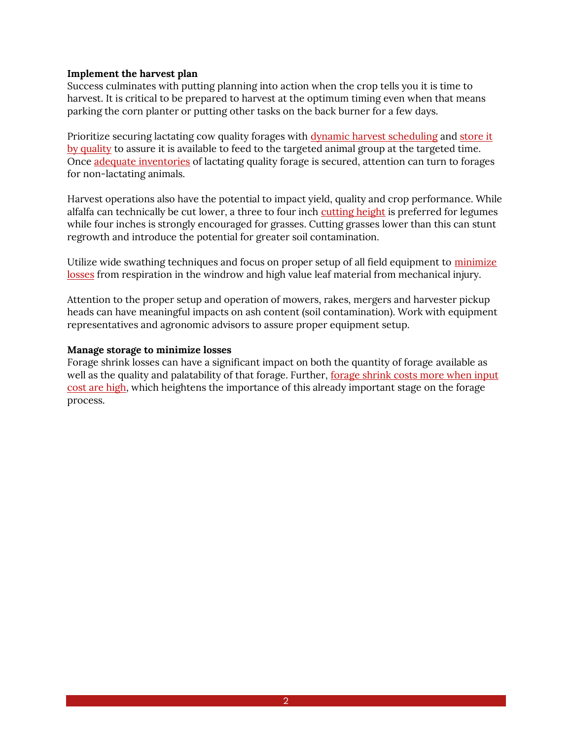**Implement the harvest plan**

Success culminates with putting planning into action when the crop tells you it is time to harvest. It is critical to be prepared to harvest at the optimum timing even when that means parking the corn planter or putting other tasks on the back burner for a few days.

Prioritize securing lactating cow quality forages with dynamic harvest scheduling and store it by quality to assure it is available to feed to the targeted animal group at the targeted time. Once adequate inventories of lactating quality forage is secured, attention can turn to forages for non-lactating animals.

Harvest operations also have the potential to impact yield, quality and crop performance. While alfalfa can technically be cut lower, a three to four inch cutting height is preferred for legumes while four inches is strongly encouraged for grasses. Cutting grasses lower than this can stunt regrowth and introduce the potential for greater soil contamination.

Utilize wide swathing techniques and focus on proper setup of all field equipment to minimize losses from respiration in the windrow and high value leaf material from mechanical injury.

Attention to the proper setup and operation of mowers, rakes, mergers and harvester pickup heads can have meaningful impacts on ash content (soil contamination). Work with equipment representatives and agronomic advisors to assure proper equipment setup.

**Manage storage to minimize losses**

Forage shrink losses can have a significant impact on both the quantity of forage available as well as the quality and palatability of that forage. Further, forage shrink costs more when input cost are high, which heightens the importance of this already important stage on the forage process.